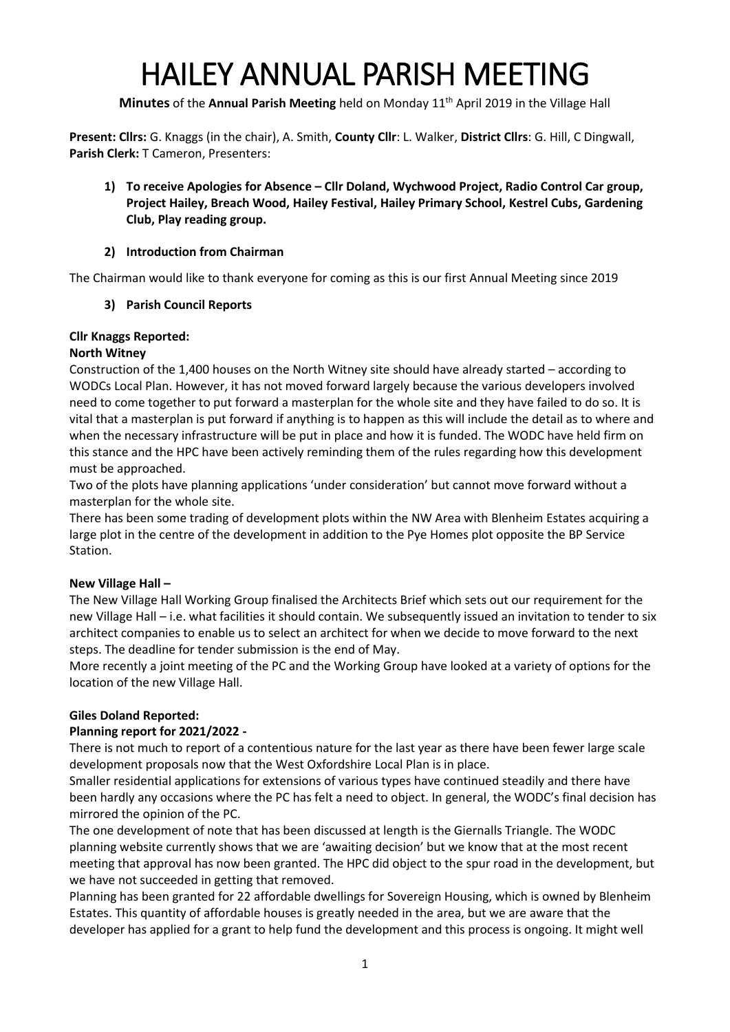# HAILEY ANNUAL PARISH MEETING

**Minutes** of the **Annual Parish Meeting** held on Monday 11th April 2019 in the Village Hall

**Present: Cllrs:** G. Knaggs (in the chair), A. Smith, **County Cllr**: L. Walker, **District Cllrs**: G. Hill, C Dingwall, **Parish Clerk:** T Cameron, Presenters:

1) **To receive Apologies for Absence – Cllr Doland, Wychwood Project, Radio Control Car group, Project Hailey, Breach Wood, Hailey Festival, Hailey Primary School, Kestrel Cubs, Gardening Club, Play reading group.**

2) **Introduction from Chairman**

The Chairman would like to thank everyone for coming as this is our first Annual Meeting since 2019

3) **Parish Council Reports**

**Cllr Knaggs Reported:**

**North Witney**

Construction of the 1,400 houses on the North Witney site should have already started – according to WODCs Local Plan. However, it has not moved forward largely because the various developers involved need to come together to put forward a masterplan for the whole site and they have failed to do so. It is vital that a masterplan is put forward if anything is to happen as this will include the detail as to where and when the necessary infrastructure will be put in place and how it is funded. The WODC have held firm on this stance and the HPC have been actively reminding them of the rules regarding how this development must be approached.

Two of the plots have planning applications 'under consideration' but cannot move forward without a masterplan for the whole site.

There has been some trading of development plots within the NW Area with Blenheim Estates acquiring a large plot in the centre of the development in addition to the Pye Homes plot opposite the BP Service Station.

**New Village Hall –**

The New Village Hall Working Group finalised the Architects Brief which sets out our requirement for the new Village Hall – i.e. what facilities it should contain. We subsequently issued an invitation to tender to six architect companies to enable us to select an architect for when we decide to move forward to the next steps. The deadline for tender submission is the end of May.

More recently a joint meeting of the PC and the Working Group have looked at a variety of options for the location of the new Village Hall.

**Giles Doland Reported:**

**Planning report for 2021/2022 -**

There is not much to report of a contentious nature for the last year as there have been fewer large scale development proposals now that the West Oxfordshire Local Plan is in place.

Smaller residential applications for extensions of various types have continued steadily and there have been hardly any occasions where the PC has felt a need to object. In general, the WODC's final decision has mirrored the opinion of the PC.

The one development of note that has been discussed at length is the Giernalls Triangle. The WODC planning website currently shows that we are 'awaiting decision' but we know that at the most recent meeting that approval has now been granted. The HPC did object to the spur road in the development, but we have not succeeded in getting that removed.

Planning has been granted for 22 affordable dwellings for Sovereign Housing, which is owned by Blenheim Estates. This quantity of affordable houses is greatly needed in the area, but we are aware that the developer has applied for a grant to help fund the development and this process is ongoing. It might well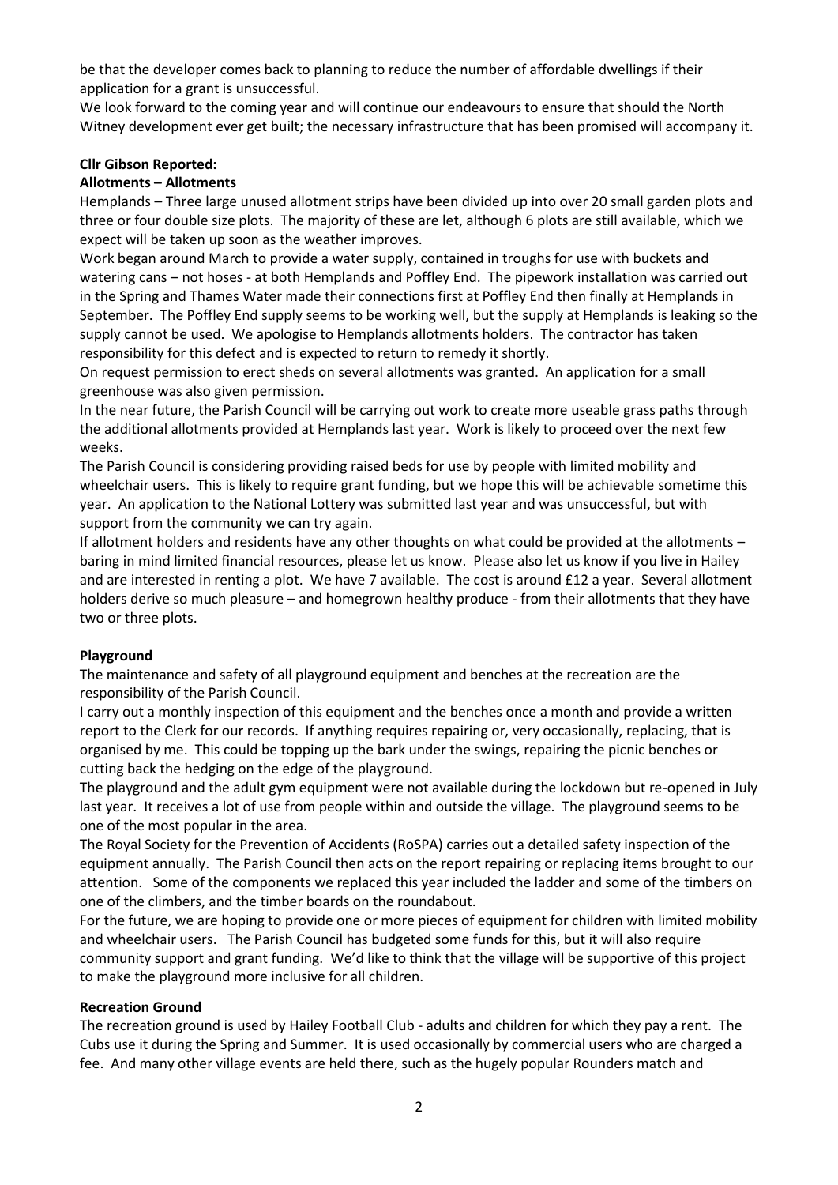be that the developer comes back to planning to reduce the number of affordable dwellings if their application for a grant is unsuccessful.

We look forward to the coming year and will continue our endeavours to ensure that should the North Witney development ever get built; the necessary infrastructure that has been promised will accompany it.

**Cllr Gibson Reported:**

**Allotments – Allotments**

Hemplands – Three large unused allotment strips have been divided up into over 20 small garden plots and three or four double size plots. The majority of these are let, although 6 plots are still available, which we expect will be taken up soon as the weather improves.

Work began around March to provide a water supply, contained in troughs for use with buckets and watering cans – not hoses - at both Hemplands and Poffley End. The pipework installation was carried out in the Spring and Thames Water made their connections first at Poffley End then finally at Hemplands in September. The Poffley End supply seems to be working well, but the supply at Hemplands is leaking so the supply cannot be used. We apologise to Hemplands allotments holders. The contractor has taken responsibility for this defect and is expected to return to remedy it shortly.

On request permission to erect sheds on several allotments was granted. An application for a small greenhouse was also given permission.

In the near future, the Parish Council will be carrying out work to create more useable grass paths through the additional allotments provided at Hemplands last year. Work is likely to proceed over the next few weeks.

The Parish Council is considering providing raised beds for use by people with limited mobility and wheelchair users. This is likely to require grant funding, but we hope this will be achievable sometime this year. An application to the National Lottery was submitted last year and was unsuccessful, but with support from the community we can try again.

If allotment holders and residents have any other thoughts on what could be provided at the allotments – baring in mind limited financial resources, please let us know. Please also let us know if you live in Hailey and are interested in renting a plot. We have 7 available. The cost is around £12 a year. Several allotment holders derive so much pleasure – and homegrown healthy produce - from their allotments that they have two or three plots.

**Playground**

The maintenance and safety of all playground equipment and benches at the recreation are the responsibility of the Parish Council.

I carry out a monthly inspection of this equipment and the benches once a month and provide a written report to the Clerk for our records. If anything requires repairing or, very occasionally, replacing, that is organised by me. This could be topping up the bark under the swings, repairing the picnic benches or cutting back the hedging on the edge of the playground.

The playground and the adult gym equipment were not available during the lockdown but re-opened in July last year. It receives a lot of use from people within and outside the village. The playground seems to be one of the most popular in the area.

The Royal Society for the Prevention of Accidents (RoSPA) carries out a detailed safety inspection of the equipment annually. The Parish Council then acts on the report repairing or replacing items brought to our attention. Some of the components we replaced this year included the ladder and some of the timbers on one of the climbers, and the timber boards on the roundabout.

For the future, we are hoping to provide one or more pieces of equipment for children with limited mobility and wheelchair users. The Parish Council has budgeted some funds for this, but it will also require community support and grant funding. We'd like to think that the village will be supportive of this project to make the playground more inclusive for all children.

**Recreation Ground**

The recreation ground is used by Hailey Football Club - adults and children for which they pay a rent. The Cubs use it during the Spring and Summer. It is used occasionally by commercial users who are charged a fee. And many other village events are held there, such as the hugely popular Rounders match and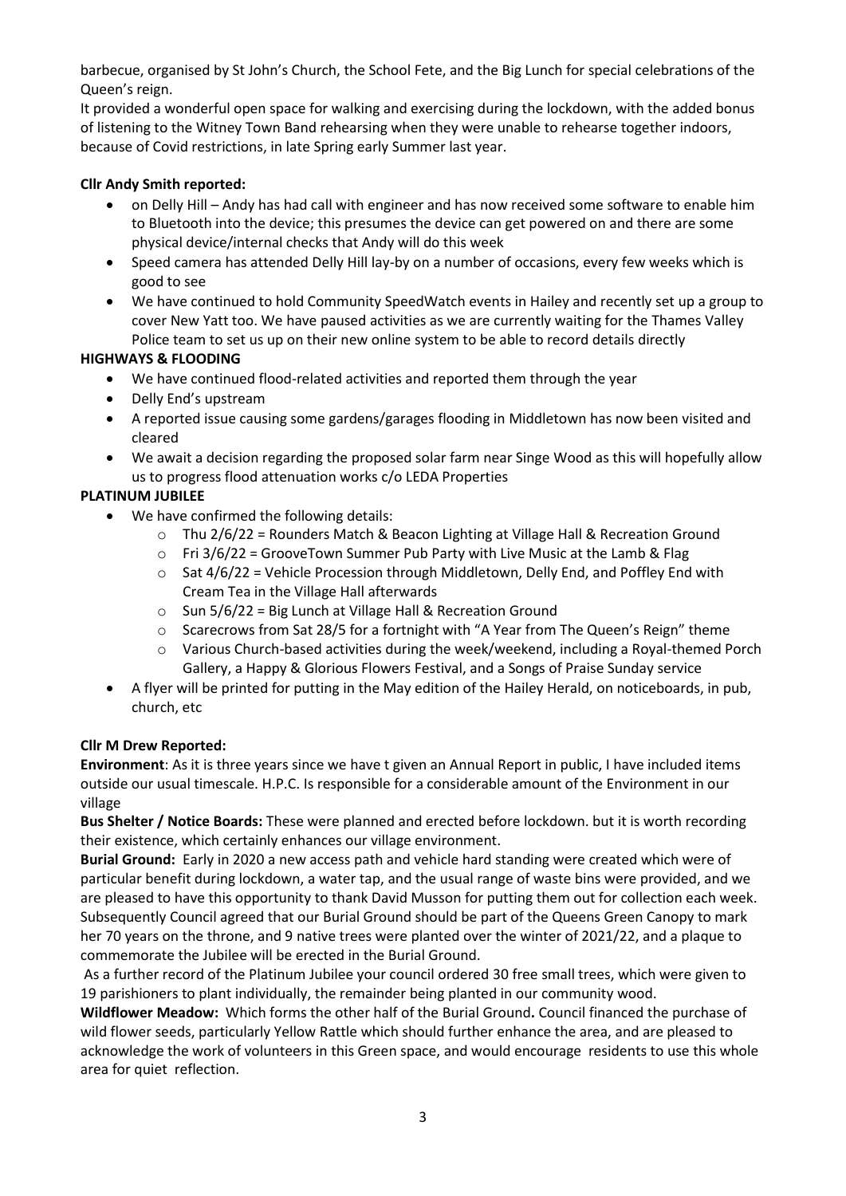barbecue, organised by St John's Church, the School Fete, and the Big Lunch for special celebrations of the Queen's reign.

It provided a wonderful open space for walking and exercising during the lockdown, with the added bonus of listening to the Witney Town Band rehearsing when they were unable to rehearse together indoors, because of Covid restrictions, in late Spring early Summer last year.

**Cllr Andy Smith reported:**

- on Delly Hill – Andy has had call with engineer and has now received some software to enable him to Bluetooth into the device; this presumes the device can get powered on and there are some physical device/internal checks that Andy will do this week
- Speed camera has attended Delly Hill lay-by on a number of occasions, every few weeks which is good to see
- We have continued to hold Community SpeedWatch events in Hailey and recently set up a group to cover New Yatt too. We have paused activities as we are currently waiting for the Thames Valley Police team to set us up on their new online system to be able to record details directly

**HIGHWAYS & FLOODING**

- We have continued flood-related activities and reported them through the year
- Delly End's upstream
- A reported issue causing some gardens/garages flooding in Middletown has now been visited and cleared
- We await a decision regarding the proposed solar farm near Singe Wood as this will hopefully allow us to progress flood attenuation works c/o LEDA Properties

**PLATINUM JUBILEE**

- We have confirmed the following details:
  - Thu 2/6/22 = Rounders Match & Beacon Lighting at Village Hall & Recreation Ground
  - Fri 3/6/22 = GrooveTown Summer Pub Party with Live Music at the Lamb & Flag
  - Sat 4/6/22 = Vehicle Procession through Middletown, Delly End, and Poffley End with Cream Tea in the Village Hall afterwards
  - Sun 5/6/22 = Big Lunch at Village Hall & Recreation Ground
  - Scarecrows from Sat 28/5 for a fortnight with "A Year from The Queen's Reign" theme
  - Various Church-based activities during the week/weekend, including a Royal-themed Porch Gallery, a Happy & Glorious Flowers Festival, and a Songs of Praise Sunday service
- A flyer will be printed for putting in the May edition of the Hailey Herald, on noticeboards, in pub, church, etc

**Cllr M Drew Reported:**

**Environment**: As it is three years since we have t given an Annual Report in public, I have included items outside our usual timescale. H.P.C. Is responsible for a considerable amount of the Environment in our village

**Bus Shelter / Notice Boards:** These were planned and erected before lockdown. but it is worth recording their existence, which certainly enhances our village environment.

**Burial Ground:** Early in 2020 a new access path and vehicle hard standing were created which were of particular benefit during lockdown, a water tap, and the usual range of waste bins were provided, and we are pleased to have this opportunity to thank David Musson for putting them out for collection each week. Subsequently Council agreed that our Burial Ground should be part of the Queens Green Canopy to mark her 70 years on the throne, and 9 native trees were planted over the winter of 2021/22, and a plaque to commemorate the Jubilee will be erected in the Burial Ground.

As a further record of the Platinum Jubilee your council ordered 30 free small trees, which were given to 19 parishioners to plant individually, the remainder being planted in our community wood.

**Wildflower Meadow:** Which forms the other half of the Burial Ground**.** Council financed the purchase of wild flower seeds, particularly Yellow Rattle which should further enhance the area, and are pleased to acknowledge the work of volunteers in this Green space, and would encourage residents to use this whole area for quiet reflection.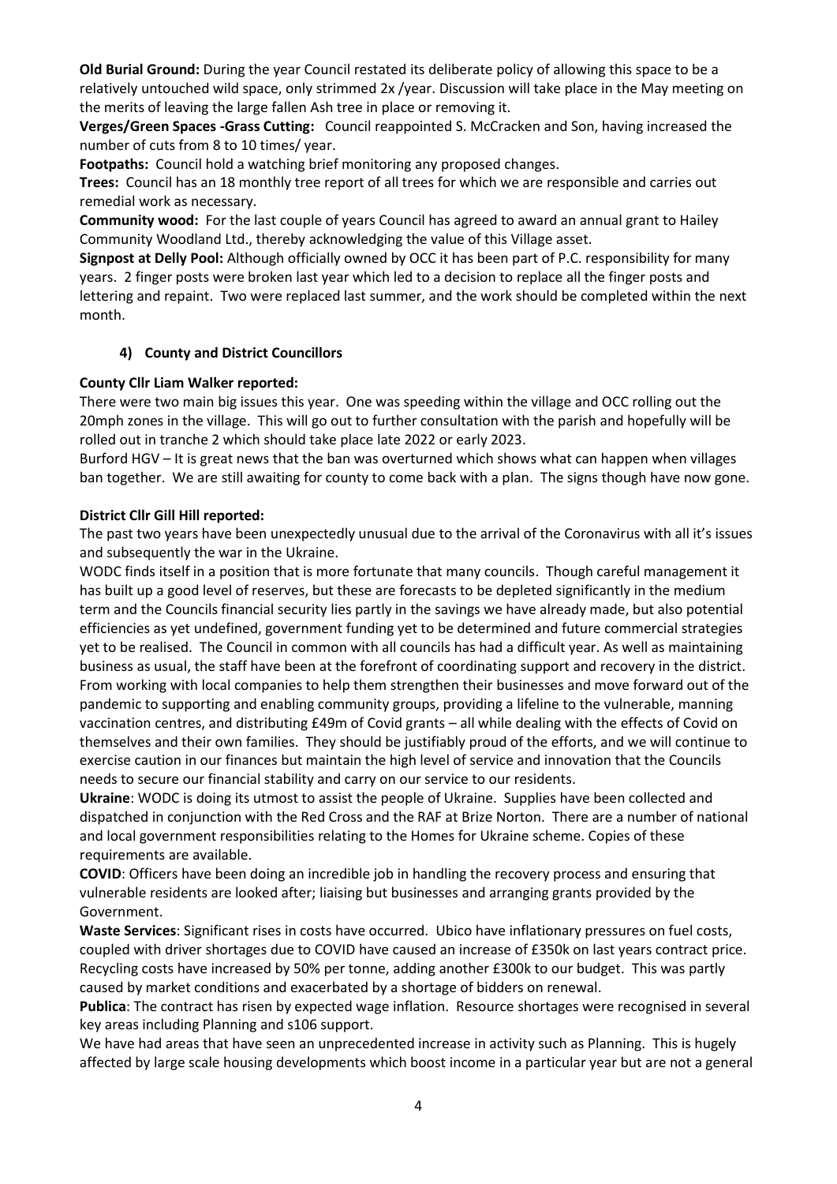**Old Burial Ground:** During the year Council restated its deliberate policy of allowing this space to be a relatively untouched wild space, only strimmed 2x /year. Discussion will take place in the May meeting on the merits of leaving the large fallen Ash tree in place or removing it.

**Verges/Green Spaces -Grass Cutting:** Council reappointed S. McCracken and Son, having increased the number of cuts from 8 to 10 times/ year.

**Footpaths:** Council hold a watching brief monitoring any proposed changes.

**Trees:** Council has an 18 monthly tree report of all trees for which we are responsible and carries out remedial work as necessary.

**Community wood:** For the last couple of years Council has agreed to award an annual grant to Hailey Community Woodland Ltd., thereby acknowledging the value of this Village asset.

**Signpost at Delly Pool:** Although officially owned by OCC it has been part of P.C. responsibility for many years. 2 finger posts were broken last year which led to a decision to replace all the finger posts and lettering and repaint. Two were replaced last summer, and the work should be completed within the next month.

### 4) County and District Councillors

**County Cllr Liam Walker reported:**

There were two main big issues this year. One was speeding within the village and OCC rolling out the 20mph zones in the village. This will go out to further consultation with the parish and hopefully will be rolled out in tranche 2 which should take place late 2022 or early 2023.

Burford HGV – It is great news that the ban was overturned which shows what can happen when villages ban together. We are still awaiting for county to come back with a plan. The signs though have now gone.

**District Cllr Gill Hill reported:**

The past two years have been unexpectedly unusual due to the arrival of the Coronavirus with all it's issues and subsequently the war in the Ukraine.

WODC finds itself in a position that is more fortunate that many councils. Though careful management it has built up a good level of reserves, but these are forecasts to be depleted significantly in the medium term and the Councils financial security lies partly in the savings we have already made, but also potential efficiencies as yet undefined, government funding yet to be determined and future commercial strategies yet to be realised. The Council in common with all councils has had a difficult year. As well as maintaining business as usual, the staff have been at the forefront of coordinating support and recovery in the district. From working with local companies to help them strengthen their businesses and move forward out of the pandemic to supporting and enabling community groups, providing a lifeline to the vulnerable, manning vaccination centres, and distributing £49m of Covid grants – all while dealing with the effects of Covid on themselves and their own families. They should be justifiably proud of the efforts, and we will continue to exercise caution in our finances but maintain the high level of service and innovation that the Councils needs to secure our financial stability and carry on our service to our residents.

**Ukraine**: WODC is doing its utmost to assist the people of Ukraine. Supplies have been collected and dispatched in conjunction with the Red Cross and the RAF at Brize Norton. There are a number of national and local government responsibilities relating to the Homes for Ukraine scheme. Copies of these requirements are available.

**COVID**: Officers have been doing an incredible job in handling the recovery process and ensuring that vulnerable residents are looked after; liaising but businesses and arranging grants provided by the Government.

**Waste Services**: Significant rises in costs have occurred. Ubico have inflationary pressures on fuel costs, coupled with driver shortages due to COVID have caused an increase of £350k on last years contract price. Recycling costs have increased by 50% per tonne, adding another £300k to our budget. This was partly caused by market conditions and exacerbated by a shortage of bidders on renewal.

**Publica**: The contract has risen by expected wage inflation. Resource shortages were recognised in several key areas including Planning and s106 support.

We have had areas that have seen an unprecedented increase in activity such as Planning. This is hugely affected by large scale housing developments which boost income in a particular year but are not a general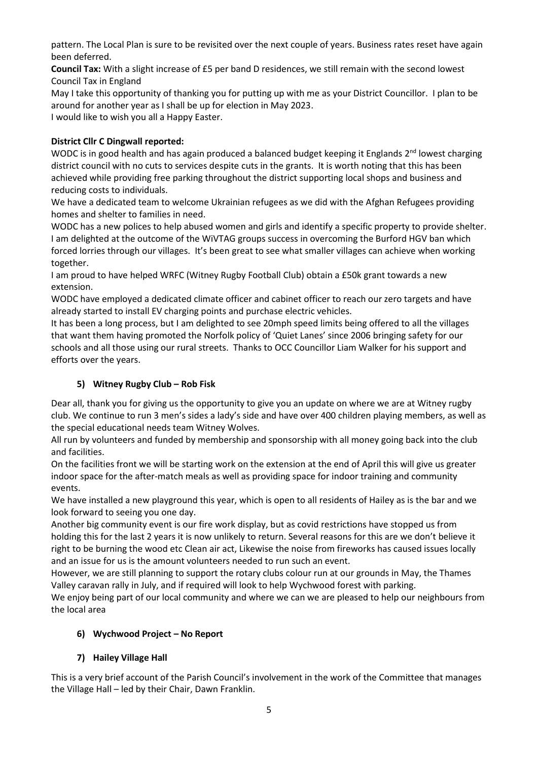pattern. The Local Plan is sure to be revisited over the next couple of years. Business rates reset have again been deferred.

**Council Tax:** With a slight increase of £5 per band D residences, we still remain with the second lowest Council Tax in England

May I take this opportunity of thanking you for putting up with me as your District Councillor. I plan to be around for another year as I shall be up for election in May 2023.

I would like to wish you all a Happy Easter.

**District Cllr C Dingwall reported:**

WODC is in good health and has again produced a balanced budget keeping it Englands 2nd lowest charging district council with no cuts to services despite cuts in the grants. It is worth noting that this has been achieved while providing free parking throughout the district supporting local shops and business and reducing costs to individuals.

We have a dedicated team to welcome Ukrainian refugees as we did with the Afghan Refugees providing homes and shelter to families in need.

WODC has a new polices to help abused women and girls and identify a specific property to provide shelter.

I am delighted at the outcome of the WiVTAG groups success in overcoming the Burford HGV ban which forced lorries through our villages. It's been great to see what smaller villages can achieve when working together.

I am proud to have helped WRFC (Witney Rugby Football Club) obtain a £50k grant towards a new extension.

WODC have employed a dedicated climate officer and cabinet officer to reach our zero targets and have already started to install EV charging points and purchase electric vehicles.

It has been a long process, but I am delighted to see 20mph speed limits being offered to all the villages that want them having promoted the Norfolk policy of 'Quiet Lanes' since 2006 bringing safety for our schools and all those using our rural streets. Thanks to OCC Councillor Liam Walker for his support and efforts over the years.

### 5) Witney Rugby Club – Rob Fisk

Dear all, thank you for giving us the opportunity to give you an update on where we are at Witney rugby club. We continue to run 3 men's sides a lady's side and have over 400 children playing members, as well as the special educational needs team Witney Wolves.

All run by volunteers and funded by membership and sponsorship with all money going back into the club and facilities.

On the facilities front we will be starting work on the extension at the end of April this will give us greater indoor space for the after-match meals as well as providing space for indoor training and community events.

We have installed a new playground this year, which is open to all residents of Hailey as is the bar and we look forward to seeing you one day.

Another big community event is our fire work display, but as covid restrictions have stopped us from holding this for the last 2 years it is now unlikely to return. Several reasons for this are we don't believe it right to be burning the wood etc Clean air act, Likewise the noise from fireworks has caused issues locally and an issue for us is the amount volunteers needed to run such an event.

However, we are still planning to support the rotary clubs colour run at our grounds in May, the Thames Valley caravan rally in July, and if required will look to help Wychwood forest with parking.

We enjoy being part of our local community and where we can we are pleased to help our neighbours from the local area

### 6) Wychwood Project – No Report

### 7) Hailey Village Hall

This is a very brief account of the Parish Council's involvement in the work of the Committee that manages the Village Hall – led by their Chair, Dawn Franklin.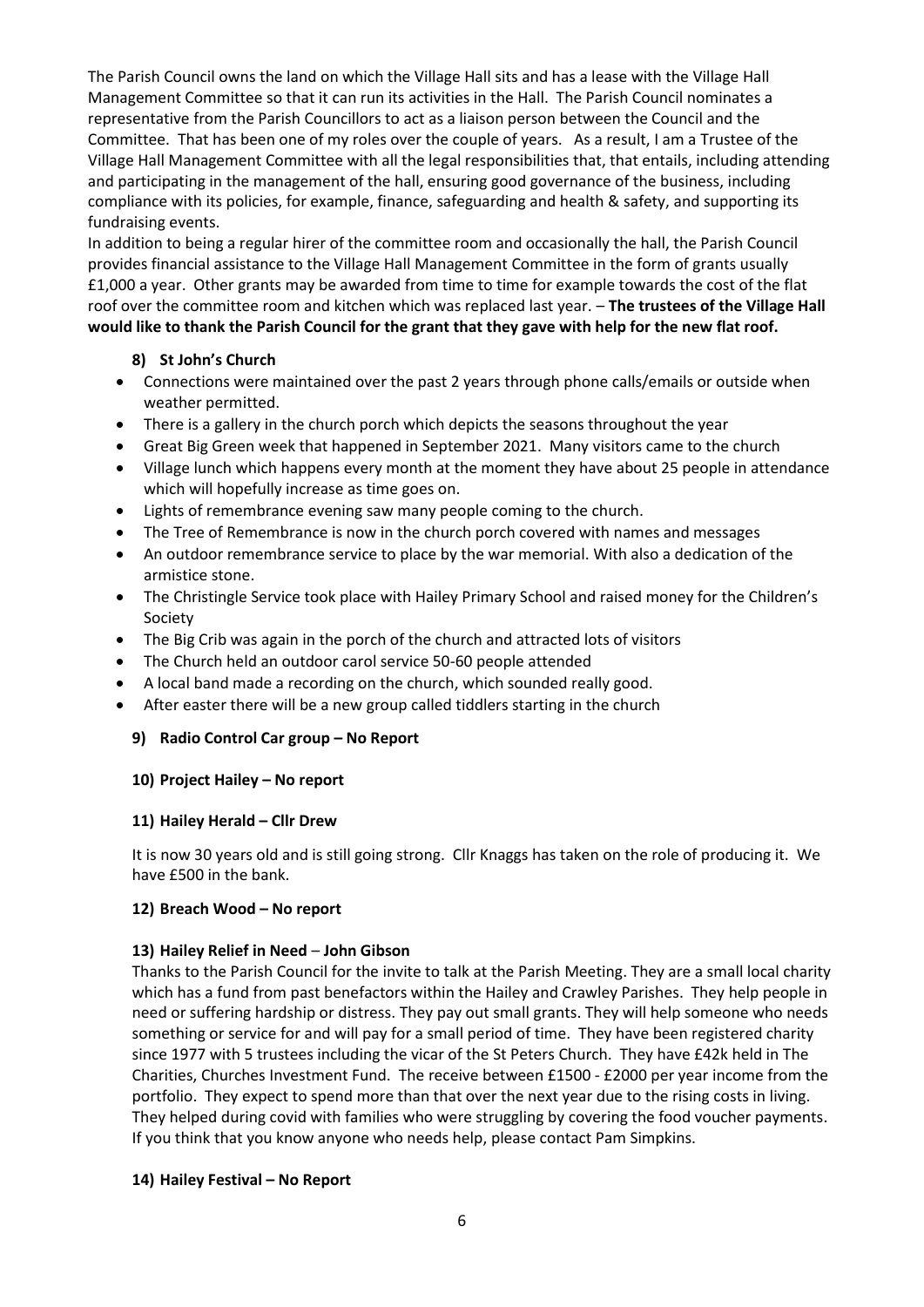The Parish Council owns the land on which the Village Hall sits and has a lease with the Village Hall Management Committee so that it can run its activities in the Hall. The Parish Council nominates a representative from the Parish Councillors to act as a liaison person between the Council and the Committee. That has been one of my roles over the couple of years. As a result, I am a Trustee of the Village Hall Management Committee with all the legal responsibilities that, that entails, including attending and participating in the management of the hall, ensuring good governance of the business, including compliance with its policies, for example, finance, safeguarding and health & safety, and supporting its fundraising events.

In addition to being a regular hirer of the committee room and occasionally the hall, the Parish Council provides financial assistance to the Village Hall Management Committee in the form of grants usually £1,000 a year. Other grants may be awarded from time to time for example towards the cost of the flat roof over the committee room and kitchen which was replaced last year. – **The trustees of the Village Hall would like to thank the Parish Council for the grant that they gave with help for the new flat roof.**

### 8) St John's Church

- Connections were maintained over the past 2 years through phone calls/emails or outside when weather permitted.
- There is a gallery in the church porch which depicts the seasons throughout the year
- Great Big Green week that happened in September 2021. Many visitors came to the church
- Village lunch which happens every month at the moment they have about 25 people in attendance which will hopefully increase as time goes on.
- Lights of remembrance evening saw many people coming to the church.
- The Tree of Remembrance is now in the church porch covered with names and messages
- An outdoor remembrance service to place by the war memorial. With also a dedication of the armistice stone.
- The Christingle Service took place with Hailey Primary School and raised money for the Children's Society
- The Big Crib was again in the porch of the church and attracted lots of visitors
- The Church held an outdoor carol service 50-60 people attended
- A local band made a recording on the church, which sounded really good.
- After easter there will be a new group called tiddlers starting in the church

### 9) Radio Control Car group – No Report

### 10) Project Hailey – No report

### 11) Hailey Herald – Cllr Drew

It is now 30 years old and is still going strong. Cllr Knaggs has taken on the role of producing it. We have £500 in the bank.

### 12) Breach Wood – No report

### 13) Hailey Relief in Need – John Gibson

Thanks to the Parish Council for the invite to talk at the Parish Meeting. They are a small local charity which has a fund from past benefactors within the Hailey and Crawley Parishes. They help people in need or suffering hardship or distress. They pay out small grants. They will help someone who needs something or service for and will pay for a small period of time. They have been registered charity since 1977 with 5 trustees including the vicar of the St Peters Church. They have £42k held in The Charities, Churches Investment Fund. The receive between £1500 - £2000 per year income from the portfolio. They expect to spend more than that over the next year due to the rising costs in living. They helped during covid with families who were struggling by covering the food voucher payments. If you think that you know anyone who needs help, please contact Pam Simpkins.

### 14) Hailey Festival – No Report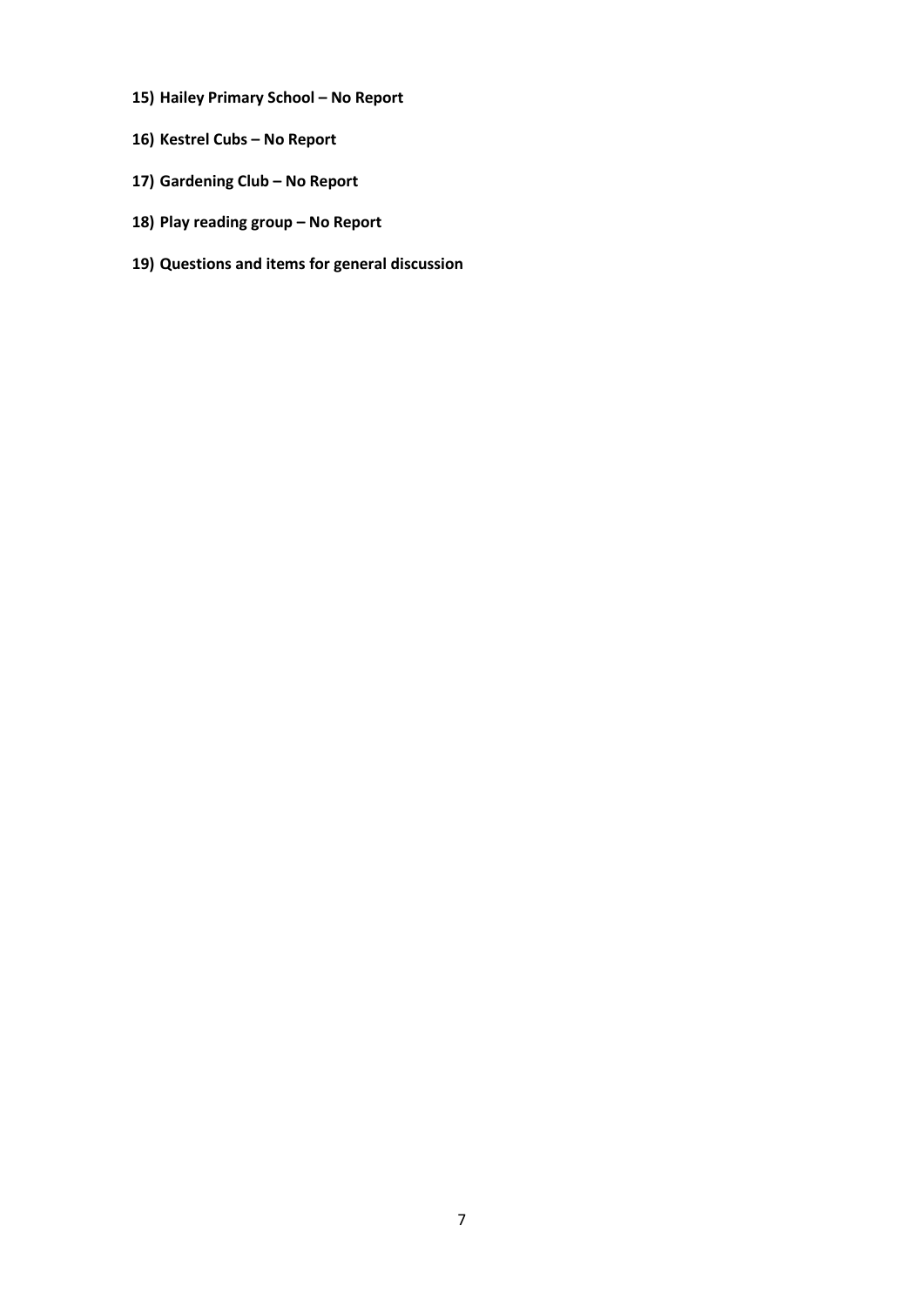**15) Hailey Primary School – No Report**

**16) Kestrel Cubs – No Report**

**17) Gardening Club – No Report**

**18) Play reading group – No Report**

**19) Questions and items for general discussion**